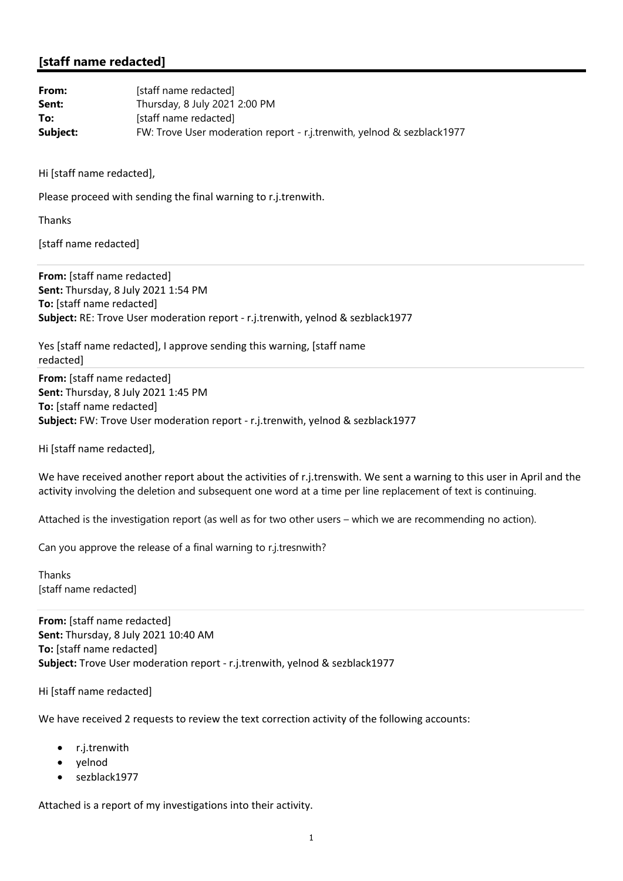## [staff name redacted]

**From:** [staff name redacted]
**Sent:** Thursday, 8 July 2021 2:00 PM
**To:** [staff name redacted]
**Subject:** FW: Trove User moderation report - r.j.trenwith, yelnod & sezblack1977

Hi [staff name redacted],

Please proceed with sending the final warning to r.j.trenwith.

Thanks

[staff name redacted]

---

**From:** [staff name redacted]
**Sent:** Thursday, 8 July 2021 1:54 PM
**To:** [staff name redacted]
**Subject:** RE: Trove User moderation report - r.j.trenwith, yelnod & sezblack1977

Yes [staff name redacted], I approve sending this warning, [staff name redacted]

---

**From:** [staff name redacted]
**Sent:** Thursday, 8 July 2021 1:45 PM
**To:** [staff name redacted]
**Subject:** FW: Trove User moderation report - r.j.trenwith, yelnod & sezblack1977

Hi [staff name redacted],

We have received another report about the activities of r.j.trenswith. We sent a warning to this user in April and the activity involving the deletion and subsequent one word at a time per line replacement of text is continuing.

Attached is the investigation report (as well as for two other users – which we are recommending no action).

Can you approve the release of a final warning to r.j.tresnwith?

Thanks
[staff name redacted]

---

**From:** [staff name redacted]
**Sent:** Thursday, 8 July 2021 10:40 AM
**To:** [staff name redacted]
**Subject:** Trove User moderation report - r.j.trenwith, yelnod & sezblack1977

Hi [staff name redacted]

We have received 2 requests to review the text correction activity of the following accounts:

- r.j.trenwith
- yelnod
- sezblack1977

Attached is a report of my investigations into their activity.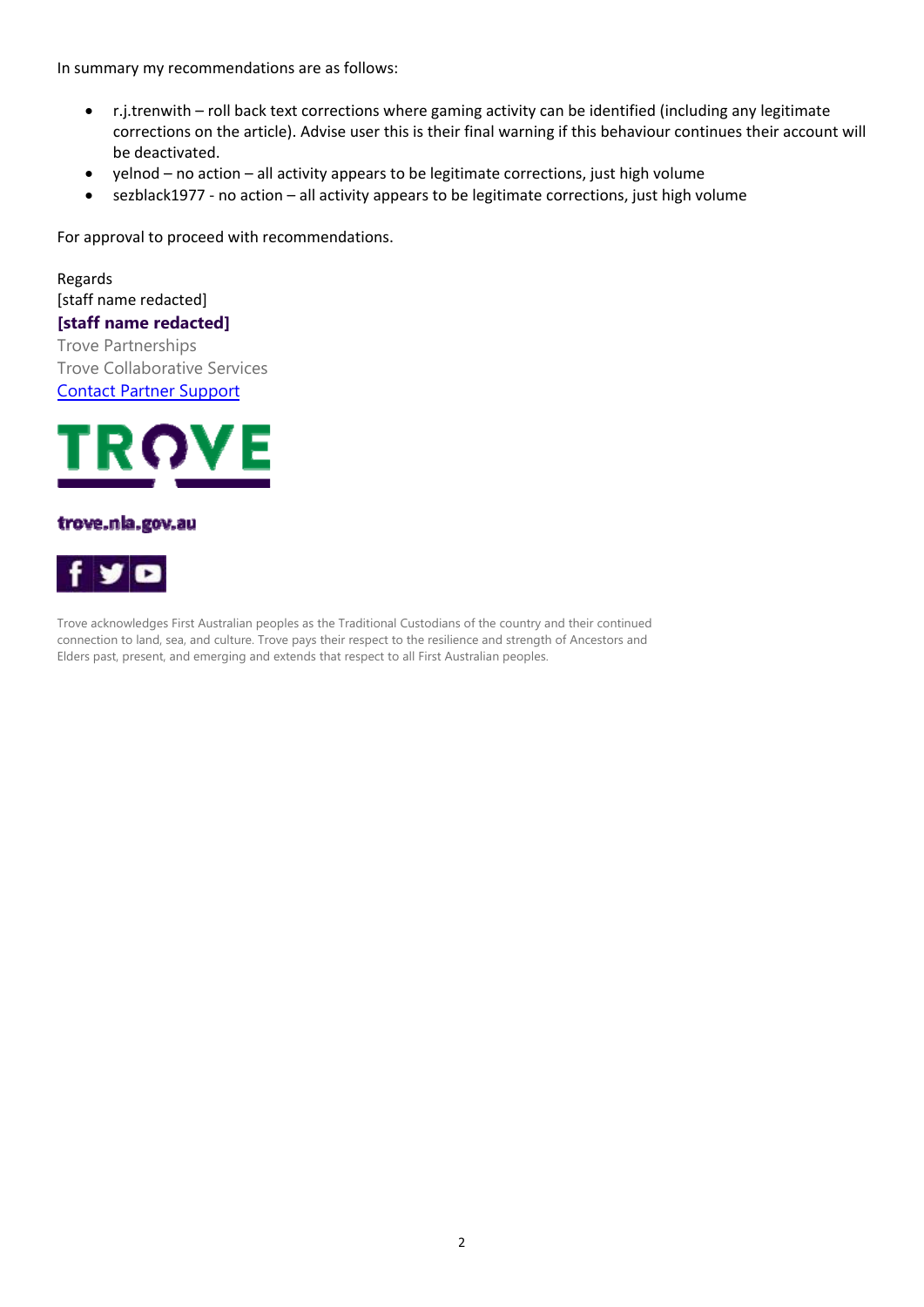In summary my recommendations are as follows:

- r.j.trenwith – roll back text corrections where gaming activity can be identified (including any legitimate corrections on the article). Advise user this is their final warning if this behaviour continues their account will be deactivated.
- yelnod – no action – all activity appears to be legitimate corrections, just high volume
- sezblack1977 - no action – all activity appears to be legitimate corrections, just high volume

For approval to proceed with recommendations.

Regards
[staff name redacted]
**[staff name redacted]**
Trove Partnerships
Trove Collaborative Services
Contact Partner Support

TROVE

trove.nla.gov.au

Trove acknowledges First Australian peoples as the Traditional Custodians of the country and their continued connection to land, sea, and culture. Trove pays their respect to the resilience and strength of Ancestors and Elders past, present, and emerging and extends that respect to all First Australian peoples.